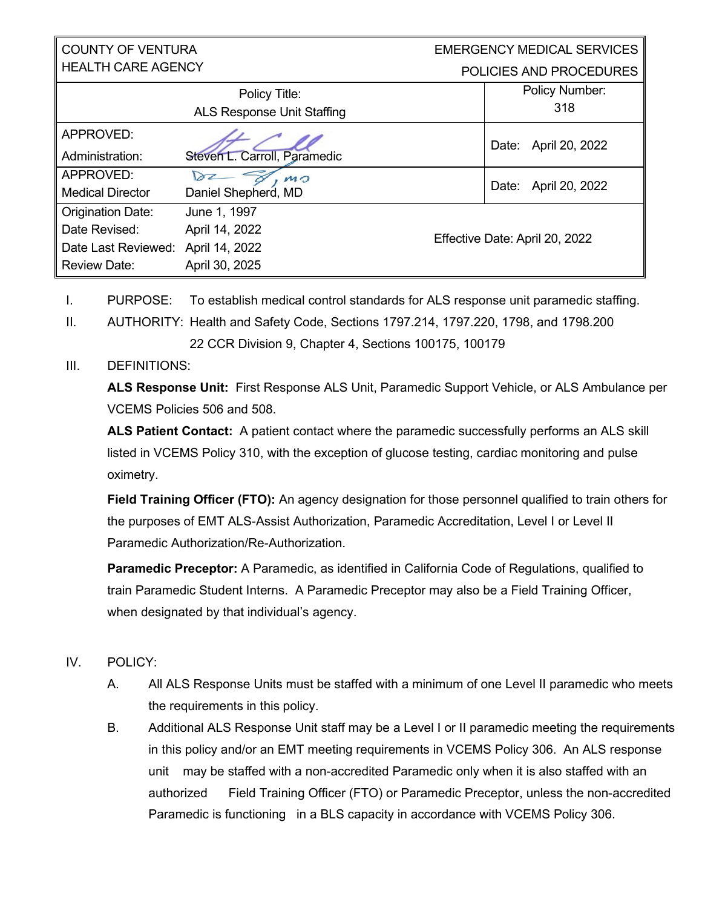| COUNTY OF VENTURA<br>HEALTH CARE AGENCY | | EMERGENCY MEDICAL SERVICES<br>POLICIES AND PROCEDURES |
|---|---|---|
| Policy Title:<br>ALS Response Unit Staffing | | Policy Number:<br>318 |
| APPROVED:<br>Administration: | Steven L. Carroll, Paramedic | Date: April 20, 2022 |
| APPROVED:<br>Medical Director | Daniel Shepherd, MD | Date: April 20, 2022 |
| Origination Date:<br>Date Revised:<br>Date Last Reviewed:<br>Review Date: | June 1, 1997<br>April 14, 2022<br>April 14, 2022<br>April 30, 2025 | Effective Date: April 20, 2022 |

I. PURPOSE: To establish medical control standards for ALS response unit paramedic staffing.

II. AUTHORITY: Health and Safety Code, Sections 1797.214, 1797.220, 1798, and 1798.200
22 CCR Division 9, Chapter 4, Sections 100175, 100179

III. DEFINITIONS:

**ALS Response Unit:** First Response ALS Unit, Paramedic Support Vehicle, or ALS Ambulance per VCEMS Policies 506 and 508.

**ALS Patient Contact:** A patient contact where the paramedic successfully performs an ALS skill listed in VCEMS Policy 310, with the exception of glucose testing, cardiac monitoring and pulse oximetry.

**Field Training Officer (FTO):** An agency designation for those personnel qualified to train others for the purposes of EMT ALS-Assist Authorization, Paramedic Accreditation, Level I or Level II Paramedic Authorization/Re-Authorization.

**Paramedic Preceptor:** A Paramedic, as identified in California Code of Regulations, qualified to train Paramedic Student Interns. A Paramedic Preceptor may also be a Field Training Officer, when designated by that individual's agency.

IV. POLICY:

A. All ALS Response Units must be staffed with a minimum of one Level II paramedic who meets the requirements in this policy.

B. Additional ALS Response Unit staff may be a Level I or II paramedic meeting the requirements in this policy and/or an EMT meeting requirements in VCEMS Policy 306. An ALS response unit may be staffed with a non-accredited Paramedic only when it is also staffed with an authorized Field Training Officer (FTO) or Paramedic Preceptor, unless the non-accredited Paramedic is functioning in a BLS capacity in accordance with VCEMS Policy 306.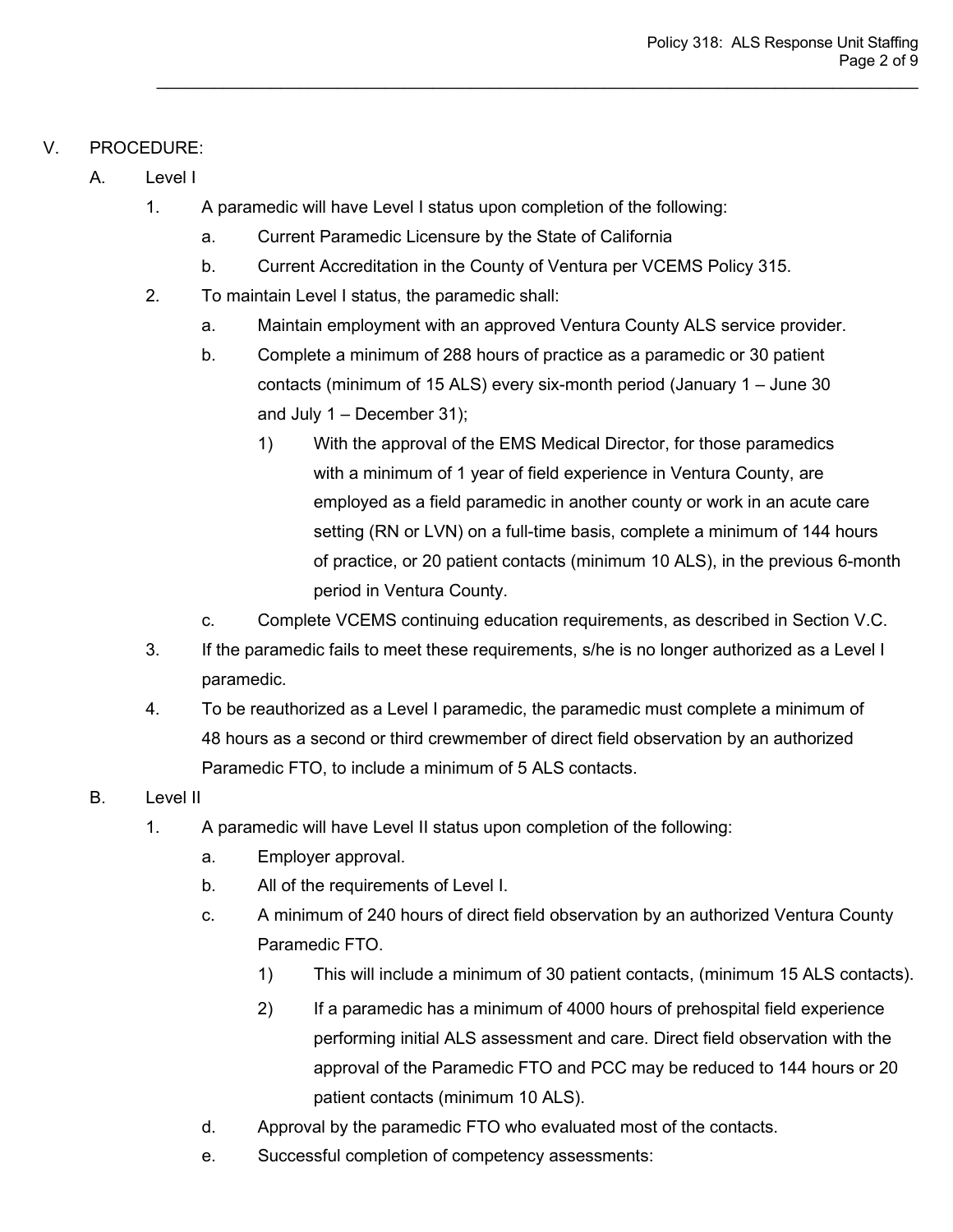V. PROCEDURE:

A. Level I

1. A paramedic will have Level I status upon completion of the following:
   a. Current Paramedic Licensure by the State of California
   b. Current Accreditation in the County of Ventura per VCEMS Policy 315.
2. To maintain Level I status, the paramedic shall:
   a. Maintain employment with an approved Ventura County ALS service provider.
   b. Complete a minimum of 288 hours of practice as a paramedic or 30 patient contacts (minimum of 15 ALS) every six-month period (January 1 – June 30 and July 1 – December 31);
      1) With the approval of the EMS Medical Director, for those paramedics with a minimum of 1 year of field experience in Ventura County, are employed as a field paramedic in another county or work in an acute care setting (RN or LVN) on a full-time basis, complete a minimum of 144 hours of practice, or 20 patient contacts (minimum 10 ALS), in the previous 6-month period in Ventura County.
   c. Complete VCEMS continuing education requirements, as described in Section V.C.
3. If the paramedic fails to meet these requirements, s/he is no longer authorized as a Level I paramedic.
4. To be reauthorized as a Level I paramedic, the paramedic must complete a minimum of 48 hours as a second or third crewmember of direct field observation by an authorized Paramedic FTO, to include a minimum of 5 ALS contacts.

B. Level II

1. A paramedic will have Level II status upon completion of the following:
   a. Employer approval.
   b. All of the requirements of Level I.
   c. A minimum of 240 hours of direct field observation by an authorized Ventura County Paramedic FTO.
      1) This will include a minimum of 30 patient contacts, (minimum 15 ALS contacts).
      2) If a paramedic has a minimum of 4000 hours of prehospital field experience performing initial ALS assessment and care. Direct field observation with the approval of the Paramedic FTO and PCC may be reduced to 144 hours or 20 patient contacts (minimum 10 ALS).
   d. Approval by the paramedic FTO who evaluated most of the contacts.
   e. Successful completion of competency assessments: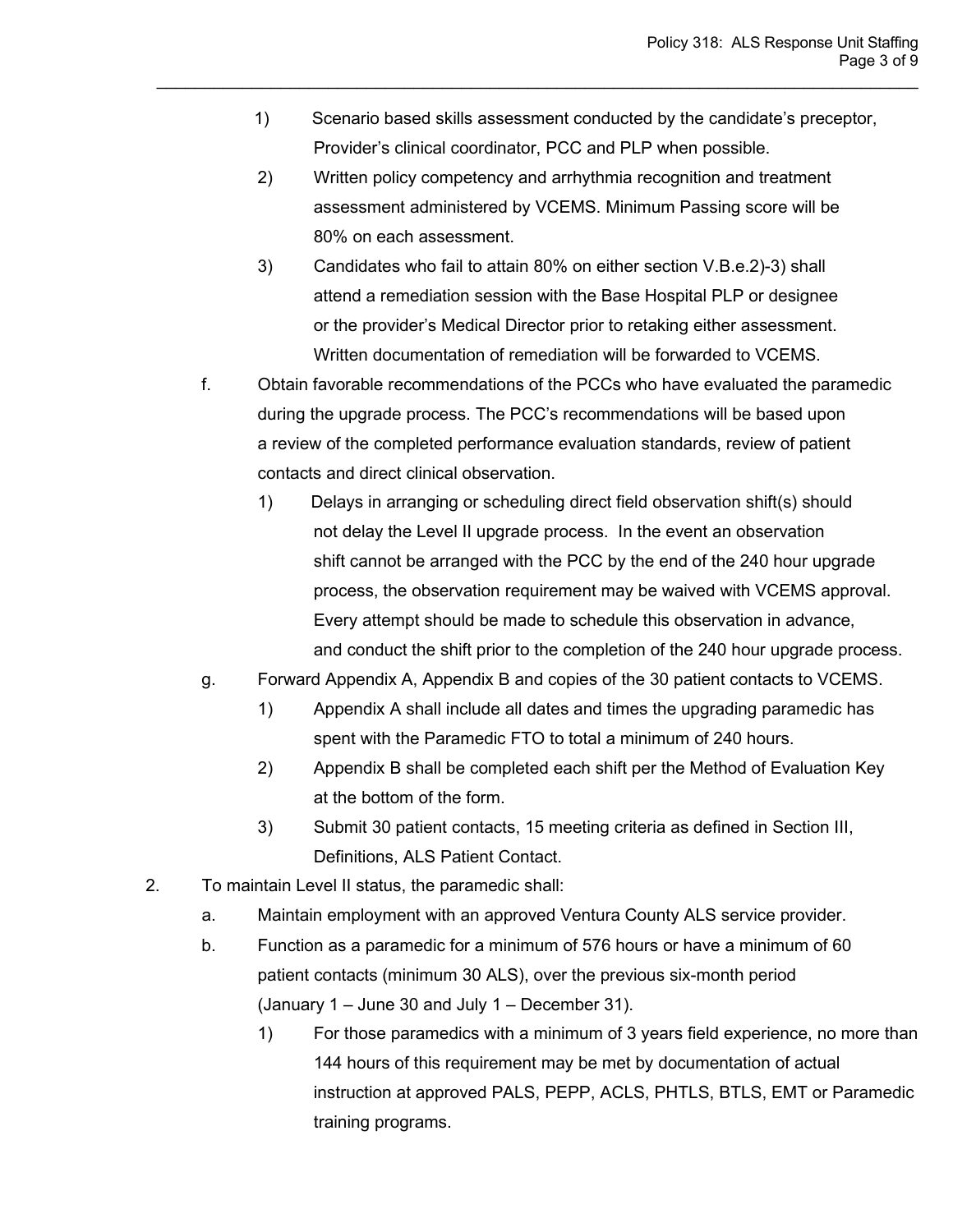1) Scenario based skills assessment conducted by the candidate's preceptor, Provider's clinical coordinator, PCC and PLP when possible.

2) Written policy competency and arrhythmia recognition and treatment assessment administered by VCEMS. Minimum Passing score will be 80% on each assessment.

3) Candidates who fail to attain 80% on either section V.B.e.2)-3) shall attend a remediation session with the Base Hospital PLP or designee or the provider's Medical Director prior to retaking either assessment. Written documentation of remediation will be forwarded to VCEMS.

f. Obtain favorable recommendations of the PCCs who have evaluated the paramedic during the upgrade process. The PCC's recommendations will be based upon a review of the completed performance evaluation standards, review of patient contacts and direct clinical observation.

   1) Delays in arranging or scheduling direct field observation shift(s) should not delay the Level II upgrade process. In the event an observation shift cannot be arranged with the PCC by the end of the 240 hour upgrade process, the observation requirement may be waived with VCEMS approval. Every attempt should be made to schedule this observation in advance, and conduct the shift prior to the completion of the 240 hour upgrade process.

g. Forward Appendix A, Appendix B and copies of the 30 patient contacts to VCEMS.

   1) Appendix A shall include all dates and times the upgrading paramedic has spent with the Paramedic FTO to total a minimum of 240 hours.

   2) Appendix B shall be completed each shift per the Method of Evaluation Key at the bottom of the form.

   3) Submit 30 patient contacts, 15 meeting criteria as defined in Section III, Definitions, ALS Patient Contact.

2. To maintain Level II status, the paramedic shall:

   a. Maintain employment with an approved Ventura County ALS service provider.

   b. Function as a paramedic for a minimum of 576 hours or have a minimum of 60 patient contacts (minimum 30 ALS), over the previous six-month period (January 1 – June 30 and July 1 – December 31).

      1) For those paramedics with a minimum of 3 years field experience, no more than 144 hours of this requirement may be met by documentation of actual instruction at approved PALS, PEPP, ACLS, PHTLS, BTLS, EMT or Paramedic training programs.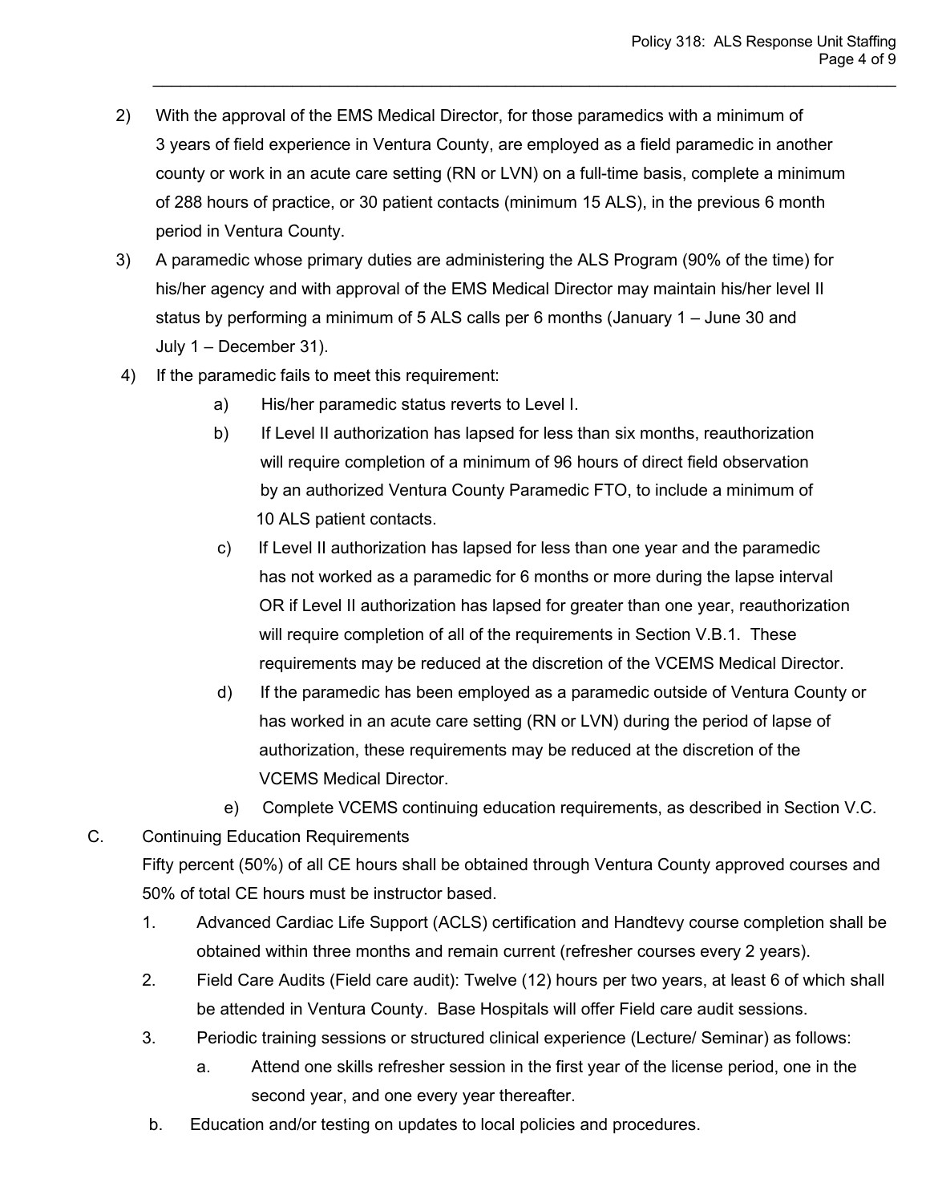2) With the approval of the EMS Medical Director, for those paramedics with a minimum of 3 years of field experience in Ventura County, are employed as a field paramedic in another county or work in an acute care setting (RN or LVN) on a full-time basis, complete a minimum of 288 hours of practice, or 30 patient contacts (minimum 15 ALS), in the previous 6 month period in Ventura County.

3) A paramedic whose primary duties are administering the ALS Program (90% of the time) for his/her agency and with approval of the EMS Medical Director may maintain his/her level II status by performing a minimum of 5 ALS calls per 6 months (January 1 – June 30 and July 1 – December 31).

4) If the paramedic fails to meet this requirement:

   a) His/her paramedic status reverts to Level I.

   b) If Level II authorization has lapsed for less than six months, reauthorization will require completion of a minimum of 96 hours of direct field observation by an authorized Ventura County Paramedic FTO, to include a minimum of 10 ALS patient contacts.

   c) If Level II authorization has lapsed for less than one year and the paramedic has not worked as a paramedic for 6 months or more during the lapse interval OR if Level II authorization has lapsed for greater than one year, reauthorization will require completion of all of the requirements in Section V.B.1. These requirements may be reduced at the discretion of the VCEMS Medical Director.

   d) If the paramedic has been employed as a paramedic outside of Ventura County or has worked in an acute care setting (RN or LVN) during the period of lapse of authorization, these requirements may be reduced at the discretion of the VCEMS Medical Director.

   e) Complete VCEMS continuing education requirements, as described in Section V.C.

C. Continuing Education Requirements

Fifty percent (50%) of all CE hours shall be obtained through Ventura County approved courses and 50% of total CE hours must be instructor based.

1. Advanced Cardiac Life Support (ACLS) certification and Handtevy course completion shall be obtained within three months and remain current (refresher courses every 2 years).

2. Field Care Audits (Field care audit): Twelve (12) hours per two years, at least 6 of which shall be attended in Ventura County. Base Hospitals will offer Field care audit sessions.

3. Periodic training sessions or structured clinical experience (Lecture/ Seminar) as follows:

   a. Attend one skills refresher session in the first year of the license period, one in the second year, and one every year thereafter.

   b. Education and/or testing on updates to local policies and procedures.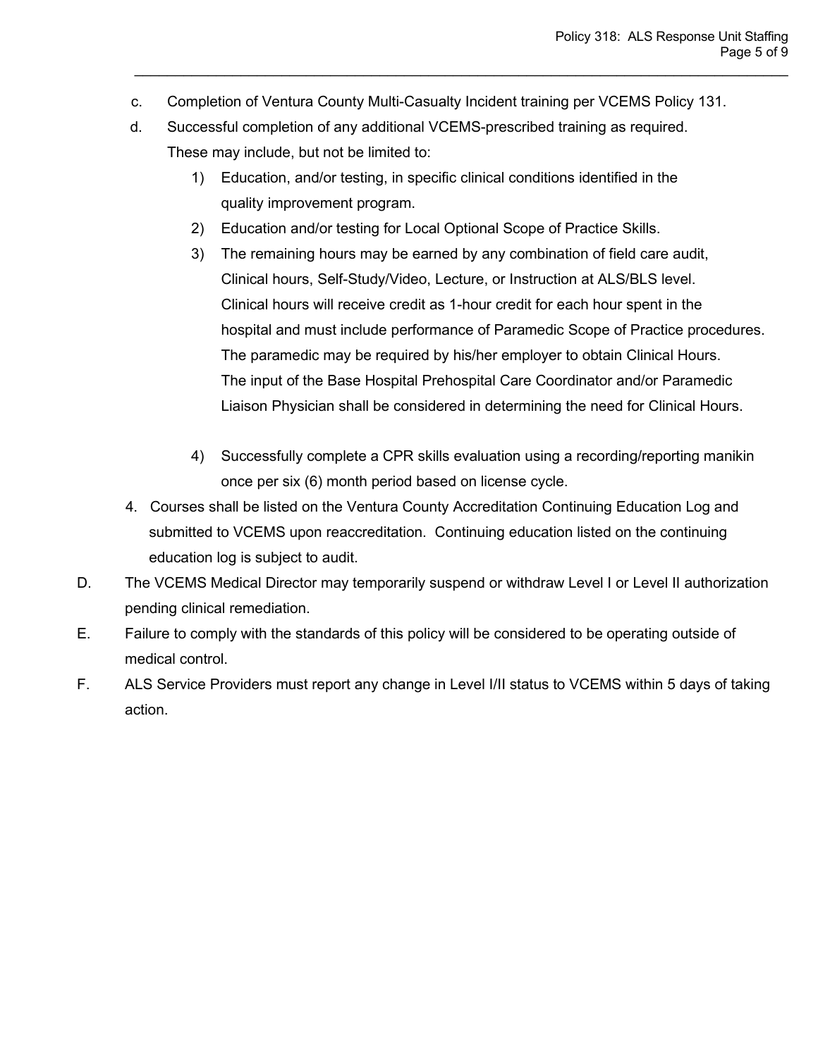c. Completion of Ventura County Multi-Casualty Incident training per VCEMS Policy 131.

d. Successful completion of any additional VCEMS-prescribed training as required. These may include, but not be limited to:

   1) Education, and/or testing, in specific clinical conditions identified in the quality improvement program.

   2) Education and/or testing for Local Optional Scope of Practice Skills.

   3) The remaining hours may be earned by any combination of field care audit, Clinical hours, Self-Study/Video, Lecture, or Instruction at ALS/BLS level. Clinical hours will receive credit as 1-hour credit for each hour spent in the hospital and must include performance of Paramedic Scope of Practice procedures. The paramedic may be required by his/her employer to obtain Clinical Hours. The input of the Base Hospital Prehospital Care Coordinator and/or Paramedic Liaison Physician shall be considered in determining the need for Clinical Hours.

   4) Successfully complete a CPR skills evaluation using a recording/reporting manikin once per six (6) month period based on license cycle.

4. Courses shall be listed on the Ventura County Accreditation Continuing Education Log and submitted to VCEMS upon reaccreditation. Continuing education listed on the continuing education log is subject to audit.

D. The VCEMS Medical Director may temporarily suspend or withdraw Level I or Level II authorization pending clinical remediation.

E. Failure to comply with the standards of this policy will be considered to be operating outside of medical control.

F. ALS Service Providers must report any change in Level I/II status to VCEMS within 5 days of taking action.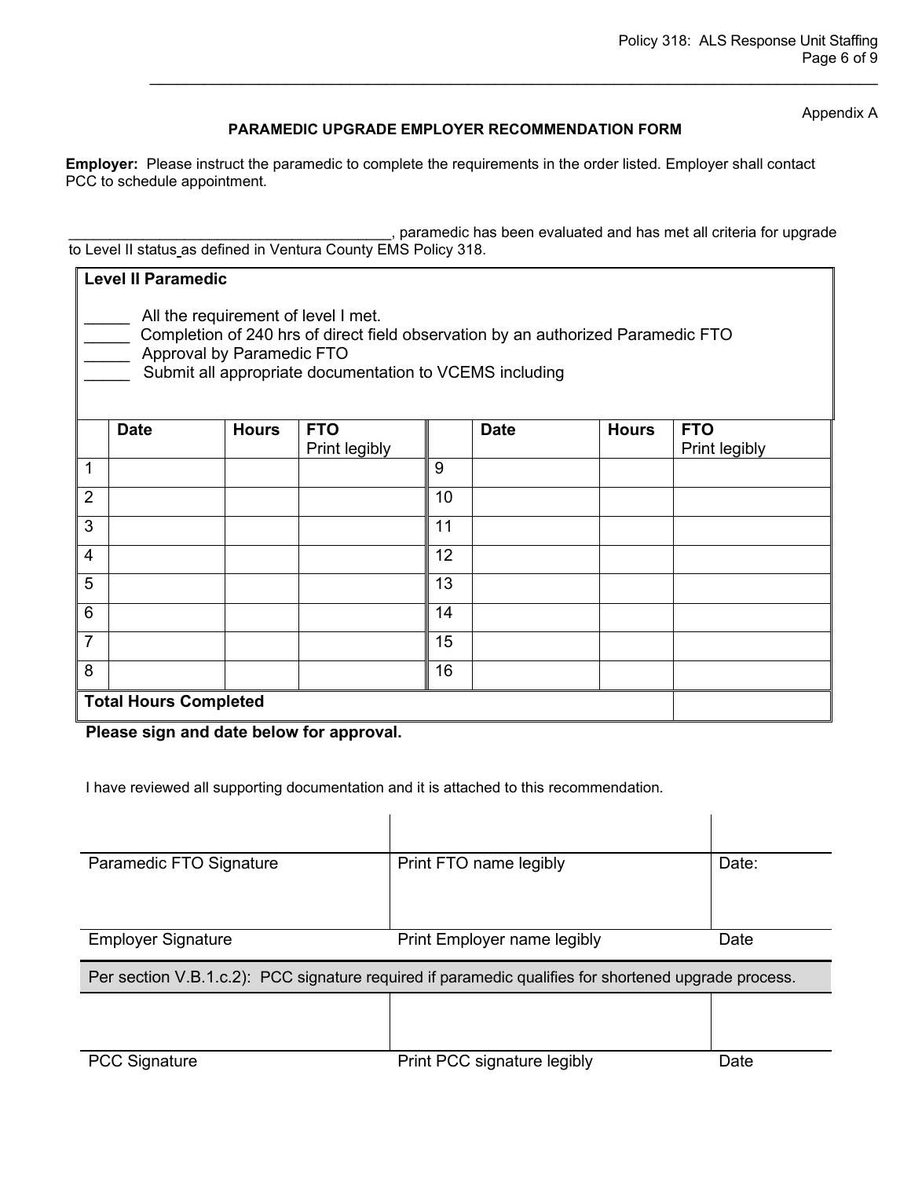Appendix A

**PARAMEDIC UPGRADE EMPLOYER RECOMMENDATION FORM**

**Employer:** Please instruct the paramedic to complete the requirements in the order listed. Employer shall contact PCC to schedule appointment.

________________________________________, paramedic has been evaluated and has met all criteria for upgrade to Level II status as defined in Ventura County EMS Policy 318.

**Level II Paramedic**

_____ All the requirement of level I met.
_____ Completion of 240 hrs of direct field observation by an authorized Paramedic FTO
_____ Approval by Paramedic FTO
_____ Submit all appropriate documentation to VCEMS including

| | **Date** | **Hours** | **FTO** Print legibly | | **Date** | **Hours** | **FTO** Print legibly |
|---|---|---|---|---|---|---|---|
| 1 | | | | 9 | | | |
| 2 | | | | 10 | | | |
| 3 | | | | 11 | | | |
| 4 | | | | 12 | | | |
| 5 | | | | 13 | | | |
| 6 | | | | 14 | | | |
| 7 | | | | 15 | | | |
| 8 | | | | 16 | | | |
| **Total Hours Completed** | | | | | | | |

**Please sign and date below for approval.**

I have reviewed all supporting documentation and it is attached to this recommendation.

| | | |
|---|---|---|
| Paramedic FTO Signature | Print FTO name legibly | Date: |
| Employer Signature | Print Employer name legibly | Date |

Per section V.B.1.c.2): PCC signature required if paramedic qualifies for shortened upgrade process.

| | | |
|---|---|---|
| PCC Signature | Print PCC signature legibly | Date |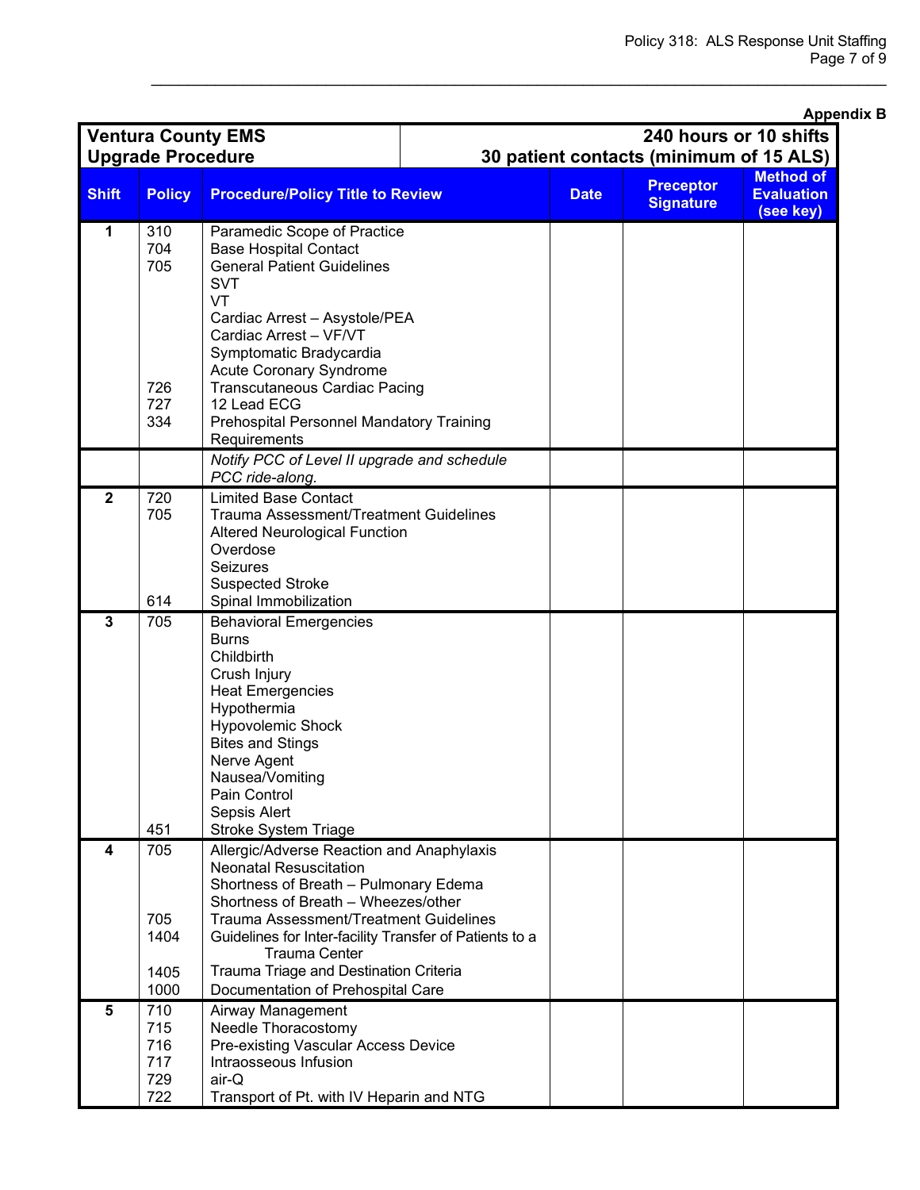**Appendix B**

| Ventura County EMS Upgrade Procedure | | | 240 hours or 10 shifts 30 patient contacts (minimum of 15 ALS) | | |
|---|---|---|---|---|---|
| **Shift** | **Policy** | **Procedure/Policy Title to Review** | **Date** | **Preceptor Signature** | **Method of Evaluation (see key)** |
| 1 | 310<br>704<br>705<br><br><br><br><br><br><br>726<br>727<br>334 | Paramedic Scope of Practice<br>Base Hospital Contact<br>General Patient Guidelines<br>SVT<br>VT<br>Cardiac Arrest – Asystole/PEA<br>Cardiac Arrest – VF/VT<br>Symptomatic Bradycardia<br>Acute Coronary Syndrome<br>Transcutaneous Cardiac Pacing<br>12 Lead ECG<br>Prehospital Personnel Mandatory Training Requirements | | | |
| | | *Notify PCC of Level II upgrade and schedule PCC ride-along.* | | | |
| 2 | 720<br>705<br><br><br><br><br>614 | Limited Base Contact<br>Trauma Assessment/Treatment Guidelines<br>Altered Neurological Function<br>Overdose<br>Seizures<br>Suspected Stroke<br>Spinal Immobilization | | | |
| 3 | 705<br><br><br><br><br><br><br><br><br><br><br><br>451 | Behavioral Emergencies<br>Burns<br>Childbirth<br>Crush Injury<br>Heat Emergencies<br>Hypothermia<br>Hypovolemic Shock<br>Bites and Stings<br>Nerve Agent<br>Nausea/Vomiting<br>Pain Control<br>Sepsis Alert<br>Stroke System Triage | | | |
| 4 | 705<br><br><br><br>705<br>1404<br><br>1405<br>1000 | Allergic/Adverse Reaction and Anaphylaxis<br>Neonatal Resuscitation<br>Shortness of Breath – Pulmonary Edema<br>Shortness of Breath – Wheezes/other<br>Trauma Assessment/Treatment Guidelines<br>Guidelines for Inter-facility Transfer of Patients to a Trauma Center<br>Trauma Triage and Destination Criteria<br>Documentation of Prehospital Care | | | |
| 5 | 710<br>715<br>716<br>717<br>729<br>722 | Airway Management<br>Needle Thoracostomy<br>Pre-existing Vascular Access Device<br>Intraosseous Infusion<br>air-Q<br>Transport of Pt. with IV Heparin and NTG | | | |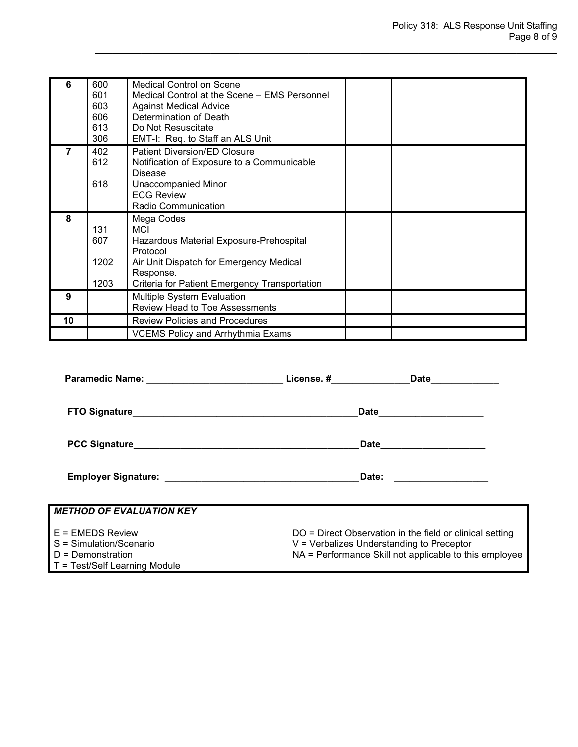| | | | | | |
|---|---|---|---|---|---|
| **6** | 600<br>601<br>603<br>606<br>613<br>306 | Medical Control on Scene<br>Medical Control at the Scene – EMS Personnel<br>Against Medical Advice<br>Determination of Death<br>Do Not Resuscitate<br>EMT-I: Req. to Staff an ALS Unit | | | |
| **7** | 402<br>612<br><br>618 | Patient Diversion/ED Closure<br>Notification of Exposure to a Communicable Disease<br>Unaccompanied Minor<br>ECG Review<br>Radio Communication | | | |
| **8** | <br>131<br>607<br><br>1202<br><br>1203 | Mega Codes<br>MCI<br>Hazardous Material Exposure-Prehospital Protocol<br>Air Unit Dispatch for Emergency Medical Response.<br>Criteria for Patient Emergency Transportation | | | |
| **9** | | Multiple System Evaluation<br>Review Head to Toe Assessments | | | |
| **10** | | Review Policies and Procedures | | | |
| | | VCEMS Policy and Arrhythmia Exams | | | |

**Paramedic Name:** __________________________ **License. #**_______________**Date**_____________

**FTO Signature**____________________________________________**Date**____________________

**PCC Signature**____________________________________________**Date**____________________

**Employer Signature:** _____________________________________**Date:** __________________

***METHOD OF EVALUATION KEY***

E = EMEDS Review
S = Simulation/Scenario
D = Demonstration
T = Test/Self Learning Module
DO = Direct Observation in the field or clinical setting
V = Verbalizes Understanding to Preceptor
NA = Performance Skill not applicable to this employee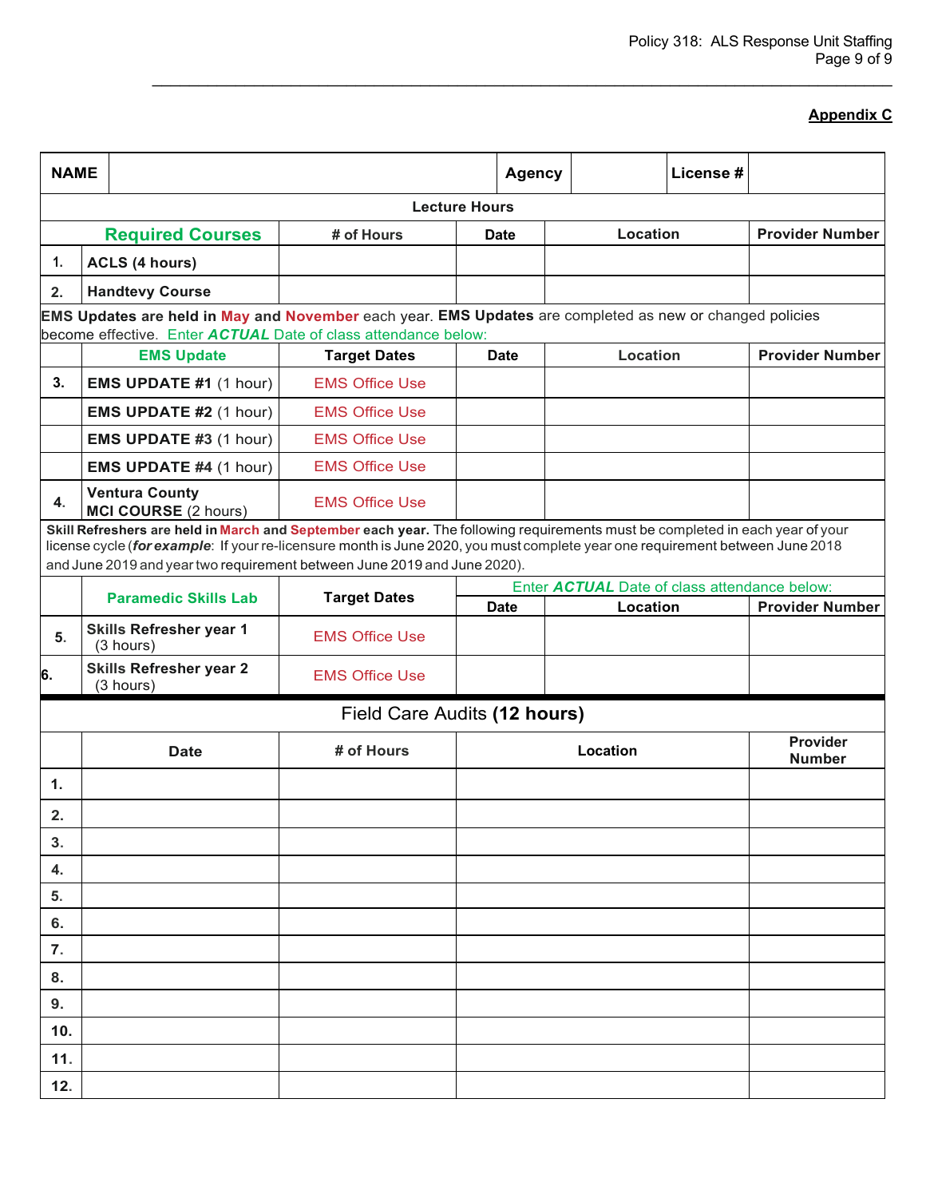**Appendix C**

| NAME | | Agency | | License # | |
|---|---|---|---|---|---|

| | | | | | |
|---|---|---|---|---|---|
| **Lecture Hours** | | | | | |
| | **Required Courses** | **# of Hours** | **Date** | **Location** | **Provider Number** |
| 1. | **ACLS (4 hours)** | | | | |
| 2. | **Handtevy Course** | | | | |
| **EMS Updates are held in May and November** each year. **EMS Updates** are completed as new or changed policies become effective. Enter ***ACTUAL*** Date of class attendance below: | | | | | |
| | **EMS Update** | **Target Dates** | **Date** | **Location** | **Provider Number** |
| 3. | **EMS UPDATE #1** (1 hour) | EMS Office Use | | | |
| | **EMS UPDATE #2** (1 hour) | EMS Office Use | | | |
| | **EMS UPDATE #3** (1 hour) | EMS Office Use | | | |
| | **EMS UPDATE #4** (1 hour) | EMS Office Use | | | |
| 4. | **Ventura County MCI COURSE** (2 hours) | EMS Office Use | | | |
| **Skill Refreshers are held in March and September each year.** The following requirements must be completed in each year of your license cycle (***for example***: If your re-licensure month is June 2020, you must complete year one requirement between June 2018 and June 2019 and year two requirement between June 2019 and June 2020). | | | | | |
| | **Paramedic Skills Lab** | **Target Dates** | Enter ***ACTUAL*** Date of class attendance below: | | |
| | | | **Date** | **Location** | **Provider Number** |
| 5. | **Skills Refresher year 1** (3 hours) | EMS Office Use | | | |
| 6. | **Skills Refresher year 2** (3 hours) | EMS Office Use | | | |

**Field Care Audits (12 hours)**

| | Date | # of Hours | Location | Provider Number |
|---|---|---|---|---|
| 1. | | | | |
| 2. | | | | |
| 3. | | | | |
| 4. | | | | |
| 5. | | | | |
| 6. | | | | |
| 7. | | | | |
| 8. | | | | |
| 9. | | | | |
| 10. | | | | |
| 11. | | | | |
| 12. | | | | |